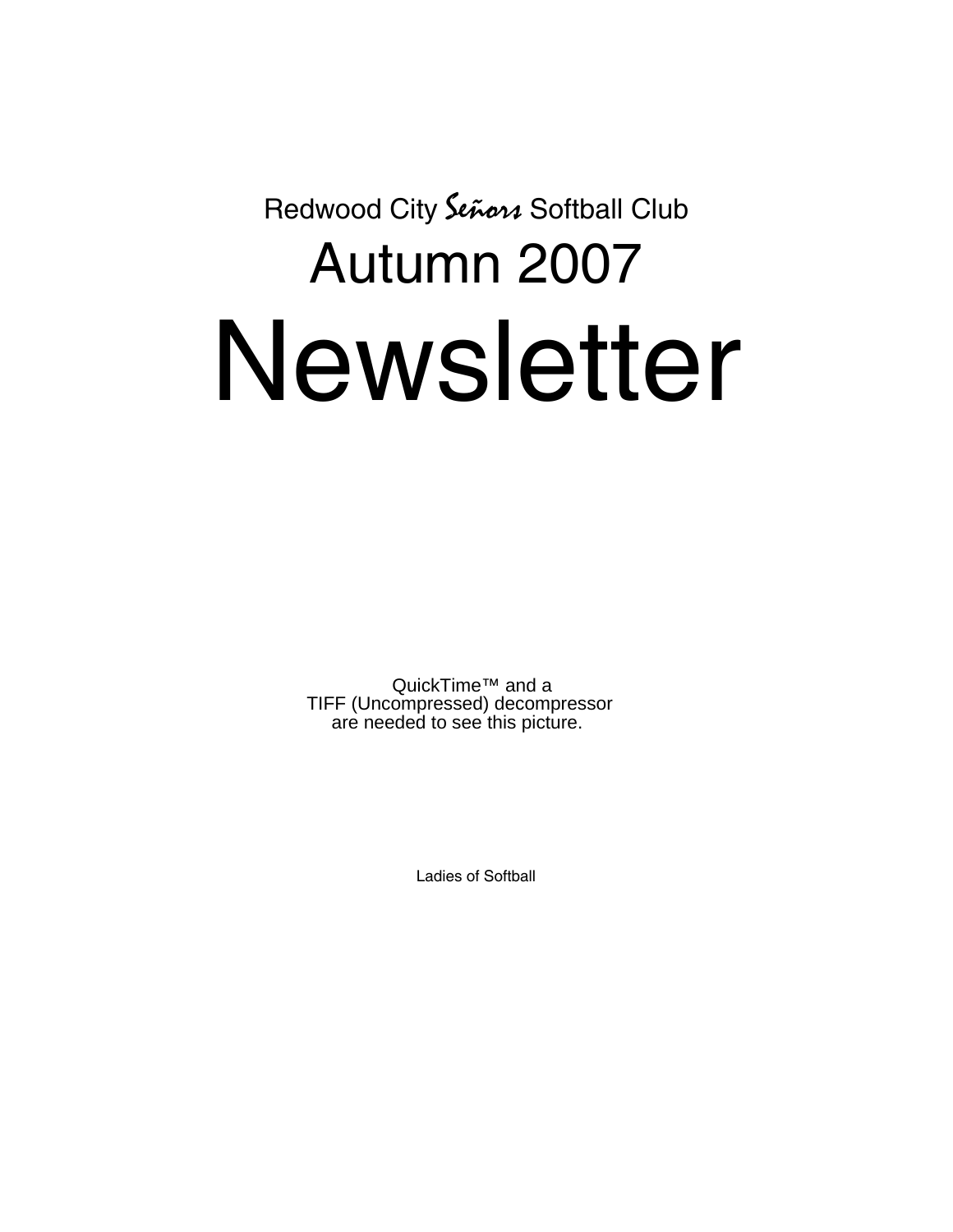Redwood City Señors Softball Club

# Autumn 2007

# Newsletter

QuickTime™ and a
TIFF (Uncompressed) decompressor
are needed to see this picture.

Ladies of Softball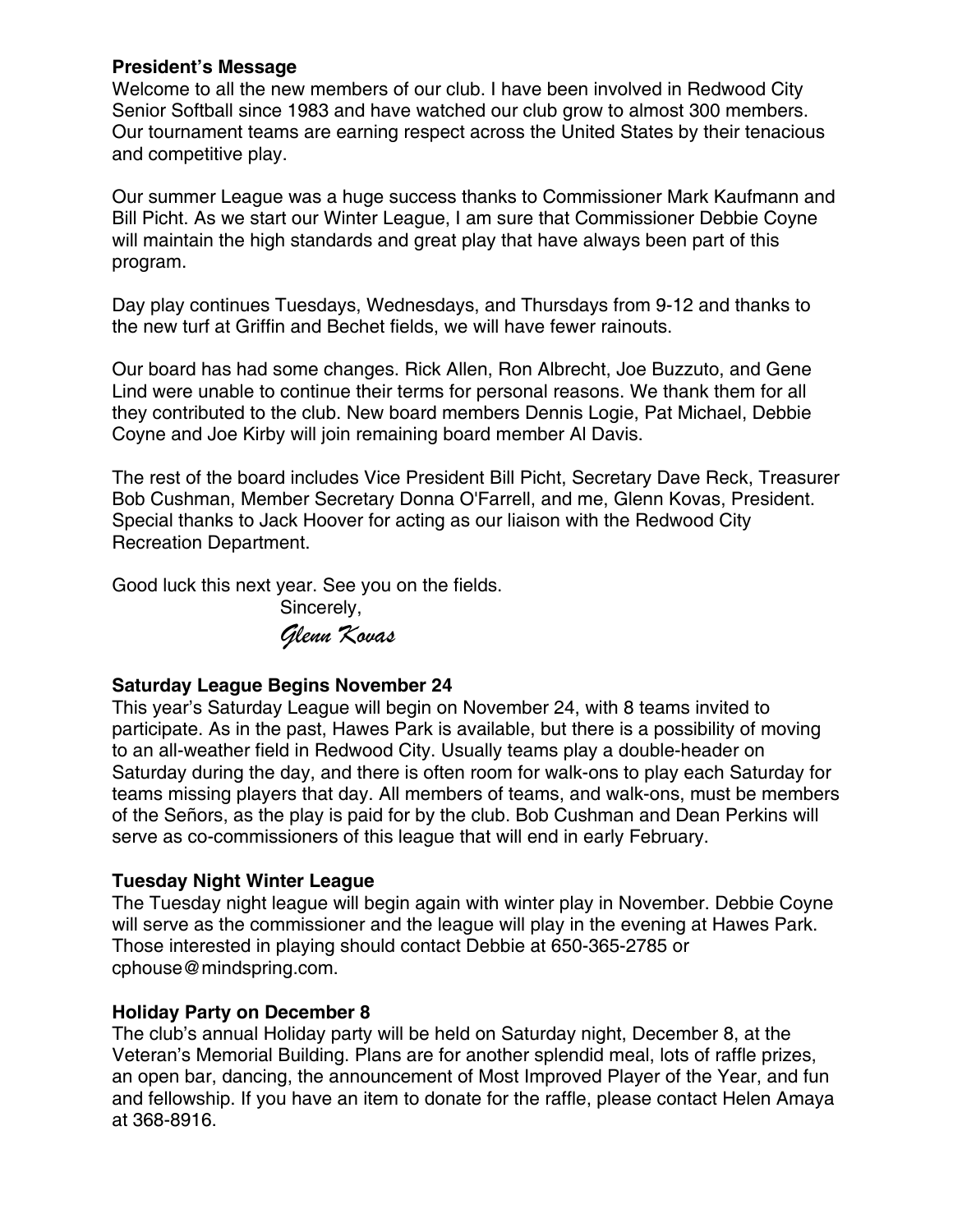**President's Message**

Welcome to all the new members of our club. I have been involved in Redwood City Senior Softball since 1983 and have watched our club grow to almost 300 members. Our tournament teams are earning respect across the United States by their tenacious and competitive play.

Our summer League was a huge success thanks to Commissioner Mark Kaufmann and Bill Picht. As we start our Winter League, I am sure that Commissioner Debbie Coyne will maintain the high standards and great play that have always been part of this program.

Day play continues Tuesdays, Wednesdays, and Thursdays from 9-12 and thanks to the new turf at Griffin and Bechet fields, we will have fewer rainouts.

Our board has had some changes. Rick Allen, Ron Albrecht, Joe Buzzuto, and Gene Lind were unable to continue their terms for personal reasons. We thank them for all they contributed to the club. New board members Dennis Logie, Pat Michael, Debbie Coyne and Joe Kirby will join remaining board member Al Davis.

The rest of the board includes Vice President Bill Picht, Secretary Dave Reck, Treasurer Bob Cushman, Member Secretary Donna O'Farrell, and me, Glenn Kovas, President. Special thanks to Jack Hoover for acting as our liaison with the Redwood City Recreation Department.

Good luck this next year. See you on the fields.

Sincerely,

*Glenn Kovas*

**Saturday League Begins November 24**

This year's Saturday League will begin on November 24, with 8 teams invited to participate. As in the past, Hawes Park is available, but there is a possibility of moving to an all-weather field in Redwood City. Usually teams play a double-header on Saturday during the day, and there is often room for walk-ons to play each Saturday for teams missing players that day. All members of teams, and walk-ons, must be members of the Señors, as the play is paid for by the club. Bob Cushman and Dean Perkins will serve as co-commissioners of this league that will end in early February.

**Tuesday Night Winter League**

The Tuesday night league will begin again with winter play in November. Debbie Coyne will serve as the commissioner and the league will play in the evening at Hawes Park. Those interested in playing should contact Debbie at 650-365-2785 or cphouse@mindspring.com.

**Holiday Party on December 8**

The club's annual Holiday party will be held on Saturday night, December 8, at the Veteran's Memorial Building. Plans are for another splendid meal, lots of raffle prizes, an open bar, dancing, the announcement of Most Improved Player of the Year, and fun and fellowship. If you have an item to donate for the raffle, please contact Helen Amaya at 368-8916.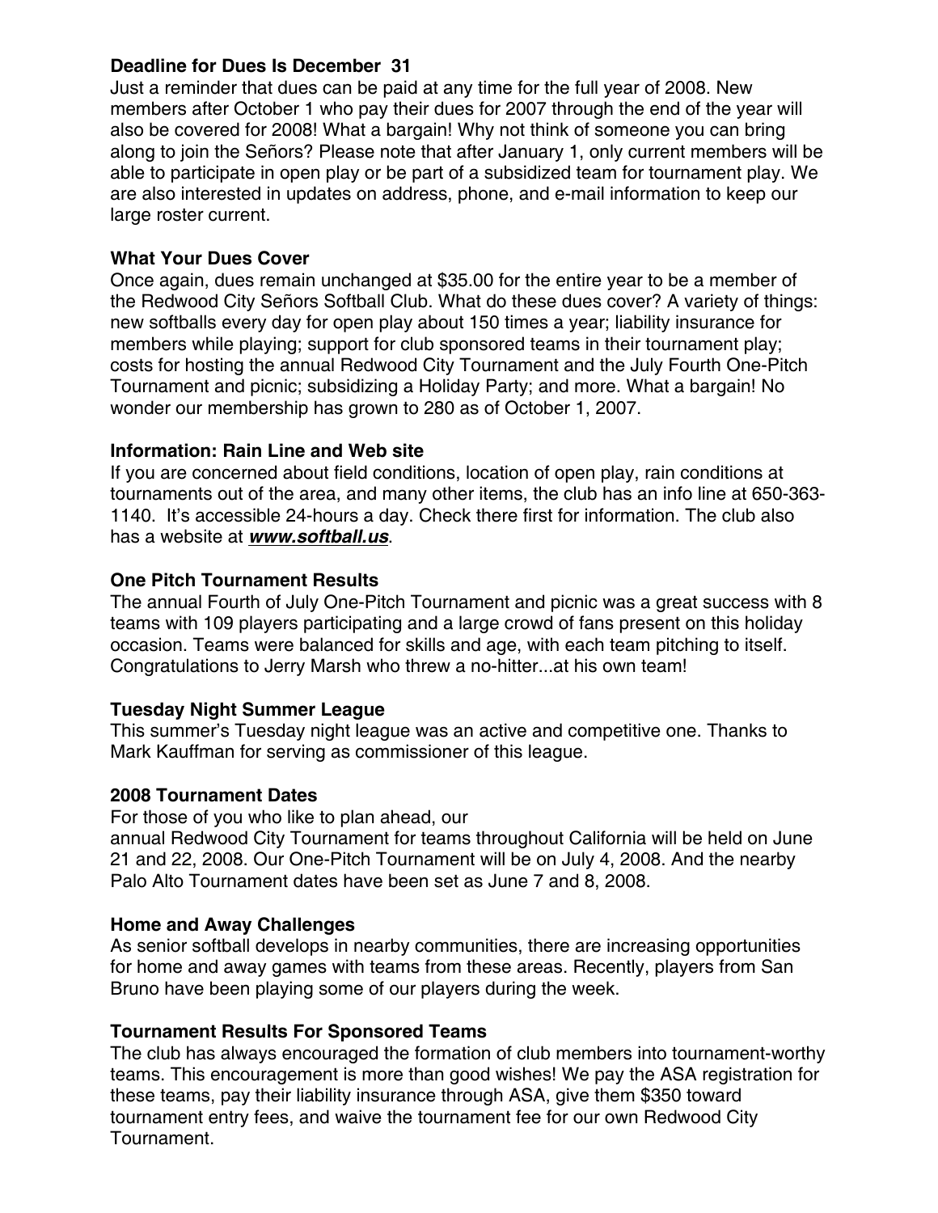**Deadline for Dues Is December 31**

Just a reminder that dues can be paid at any time for the full year of 2008. New members after October 1 who pay their dues for 2007 through the end of the year will also be covered for 2008! What a bargain! Why not think of someone you can bring along to join the Señors? Please note that after January 1, only current members will be able to participate in open play or be part of a subsidized team for tournament play. We are also interested in updates on address, phone, and e-mail information to keep our large roster current.

**What Your Dues Cover**

Once again, dues remain unchanged at $35.00 for the entire year to be a member of the Redwood City Señors Softball Club. What do these dues cover? A variety of things: new softballs every day for open play about 150 times a year; liability insurance for members while playing; support for club sponsored teams in their tournament play; costs for hosting the annual Redwood City Tournament and the July Fourth One-Pitch Tournament and picnic; subsidizing a Holiday Party; and more. What a bargain! No wonder our membership has grown to 280 as of October 1, 2007.

**Information: Rain Line and Web site**

If you are concerned about field conditions, location of open play, rain conditions at tournaments out of the area, and many other items, the club has an info line at 650-363-1140. It's accessible 24-hours a day. Check there first for information. The club also has a website at ***www.softball.us***.

**One Pitch Tournament Results**

The annual Fourth of July One-Pitch Tournament and picnic was a great success with 8 teams with 109 players participating and a large crowd of fans present on this holiday occasion. Teams were balanced for skills and age, with each team pitching to itself. Congratulations to Jerry Marsh who threw a no-hitter...at his own team!

**Tuesday Night Summer League**

This summer's Tuesday night league was an active and competitive one. Thanks to Mark Kauffman for serving as commissioner of this league.

**2008 Tournament Dates**

For those of you who like to plan ahead, our annual Redwood City Tournament for teams throughout California will be held on June 21 and 22, 2008. Our One-Pitch Tournament will be on July 4, 2008. And the nearby Palo Alto Tournament dates have been set as June 7 and 8, 2008.

**Home and Away Challenges**

As senior softball develops in nearby communities, there are increasing opportunities for home and away games with teams from these areas. Recently, players from San Bruno have been playing some of our players during the week.

**Tournament Results For Sponsored Teams**

The club has always encouraged the formation of club members into tournament-worthy teams. This encouragement is more than good wishes! We pay the ASA registration for these teams, pay their liability insurance through ASA, give them $350 toward tournament entry fees, and waive the tournament fee for our own Redwood City Tournament.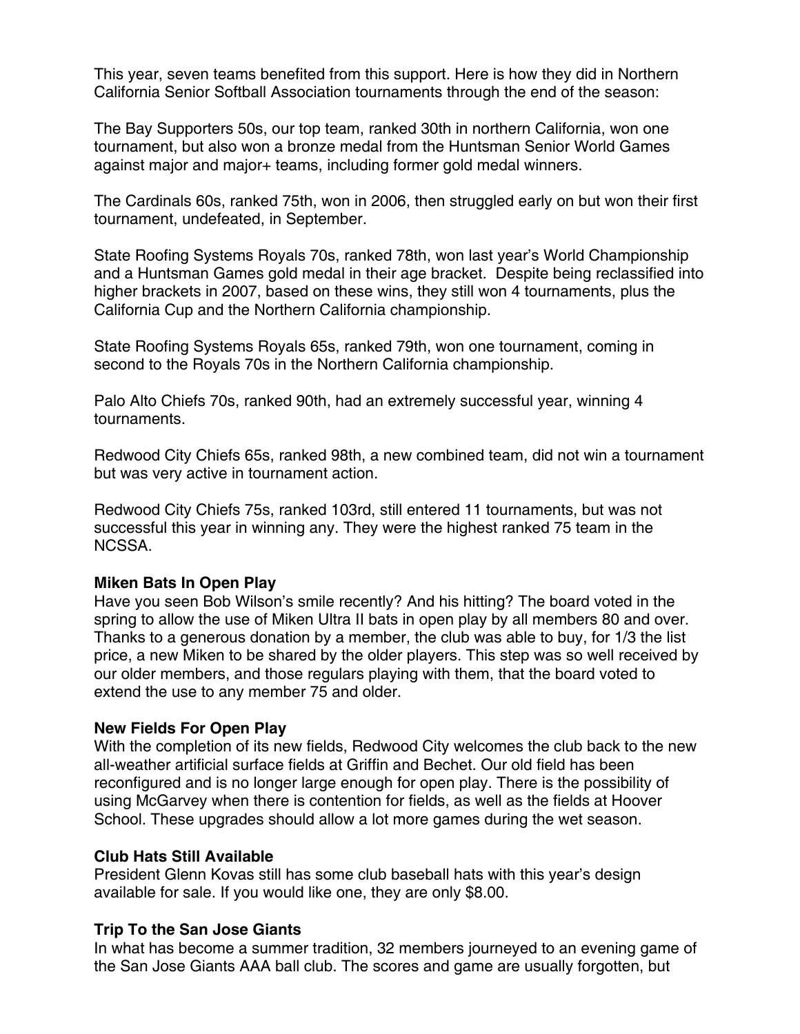This year, seven teams benefited from this support. Here is how they did in Northern California Senior Softball Association tournaments through the end of the season:

The Bay Supporters 50s, our top team, ranked 30th in northern California, won one tournament, but also won a bronze medal from the Huntsman Senior World Games against major and major+ teams, including former gold medal winners.

The Cardinals 60s, ranked 75th, won in 2006, then struggled early on but won their first tournament, undefeated, in September.

State Roofing Systems Royals 70s, ranked 78th, won last year's World Championship and a Huntsman Games gold medal in their age bracket. Despite being reclassified into higher brackets in 2007, based on these wins, they still won 4 tournaments, plus the California Cup and the Northern California championship.

State Roofing Systems Royals 65s, ranked 79th, won one tournament, coming in second to the Royals 70s in the Northern California championship.

Palo Alto Chiefs 70s, ranked 90th, had an extremely successful year, winning 4 tournaments.

Redwood City Chiefs 65s, ranked 98th, a new combined team, did not win a tournament but was very active in tournament action.

Redwood City Chiefs 75s, ranked 103rd, still entered 11 tournaments, but was not successful this year in winning any. They were the highest ranked 75 team in the NCSSA.

**Miken Bats In Open Play**

Have you seen Bob Wilson's smile recently? And his hitting? The board voted in the spring to allow the use of Miken Ultra II bats in open play by all members 80 and over. Thanks to a generous donation by a member, the club was able to buy, for 1/3 the list price, a new Miken to be shared by the older players. This step was so well received by our older members, and those regulars playing with them, that the board voted to extend the use to any member 75 and older.

**New Fields For Open Play**

With the completion of its new fields, Redwood City welcomes the club back to the new all-weather artificial surface fields at Griffin and Bechet. Our old field has been reconfigured and is no longer large enough for open play. There is the possibility of using McGarvey when there is contention for fields, as well as the fields at Hoover School. These upgrades should allow a lot more games during the wet season.

**Club Hats Still Available**

President Glenn Kovas still has some club baseball hats with this year's design available for sale. If you would like one, they are only $8.00.

**Trip To the San Jose Giants**

In what has become a summer tradition, 32 members journeyed to an evening game of the San Jose Giants AAA ball club. The scores and game are usually forgotten, but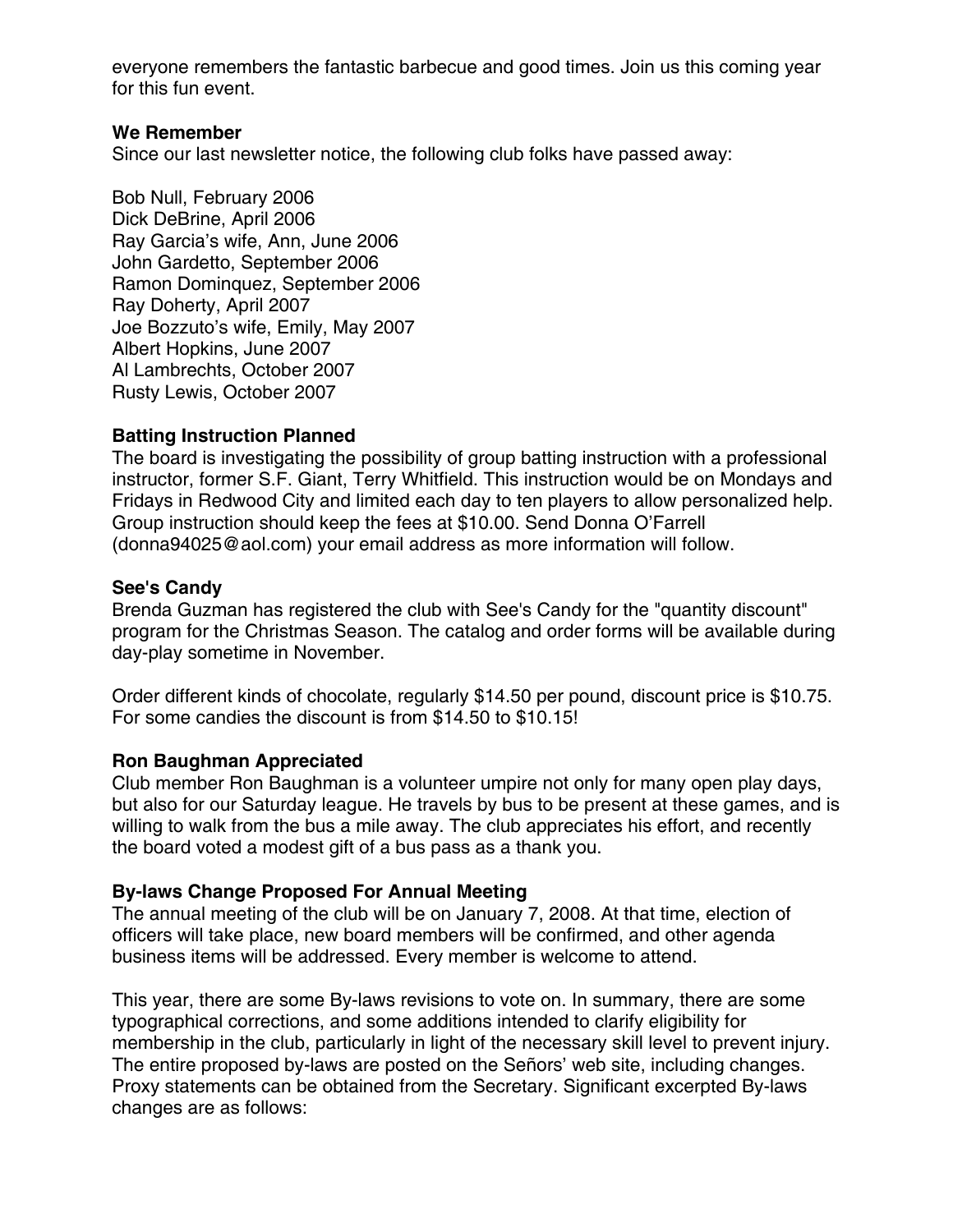everyone remembers the fantastic barbecue and good times. Join us this coming year for this fun event.

**We Remember**

Since our last newsletter notice, the following club folks have passed away:

Bob Null, February 2006
Dick DeBrine, April 2006
Ray Garcia's wife, Ann, June 2006
John Gardetto, September 2006
Ramon Dominquez, September 2006
Ray Doherty, April 2007
Joe Bozzuto's wife, Emily, May 2007
Albert Hopkins, June 2007
Al Lambrechts, October 2007
Rusty Lewis, October 2007

**Batting Instruction Planned**

The board is investigating the possibility of group batting instruction with a professional instructor, former S.F. Giant, Terry Whitfield. This instruction would be on Mondays and Fridays in Redwood City and limited each day to ten players to allow personalized help. Group instruction should keep the fees at $10.00. Send Donna O'Farrell (donna94025@aol.com) your email address as more information will follow.

**See's Candy**

Brenda Guzman has registered the club with See's Candy for the "quantity discount" program for the Christmas Season. The catalog and order forms will be available during day-play sometime in November.

Order different kinds of chocolate, regularly $14.50 per pound, discount price is $10.75. For some candies the discount is from $14.50 to $10.15!

**Ron Baughman Appreciated**

Club member Ron Baughman is a volunteer umpire not only for many open play days, but also for our Saturday league. He travels by bus to be present at these games, and is willing to walk from the bus a mile away. The club appreciates his effort, and recently the board voted a modest gift of a bus pass as a thank you.

**By-laws Change Proposed For Annual Meeting**

The annual meeting of the club will be on January 7, 2008. At that time, election of officers will take place, new board members will be confirmed, and other agenda business items will be addressed. Every member is welcome to attend.

This year, there are some By-laws revisions to vote on. In summary, there are some typographical corrections, and some additions intended to clarify eligibility for membership in the club, particularly in light of the necessary skill level to prevent injury. The entire proposed by-laws are posted on the Señors' web site, including changes. Proxy statements can be obtained from the Secretary. Significant excerpted By-laws changes are as follows: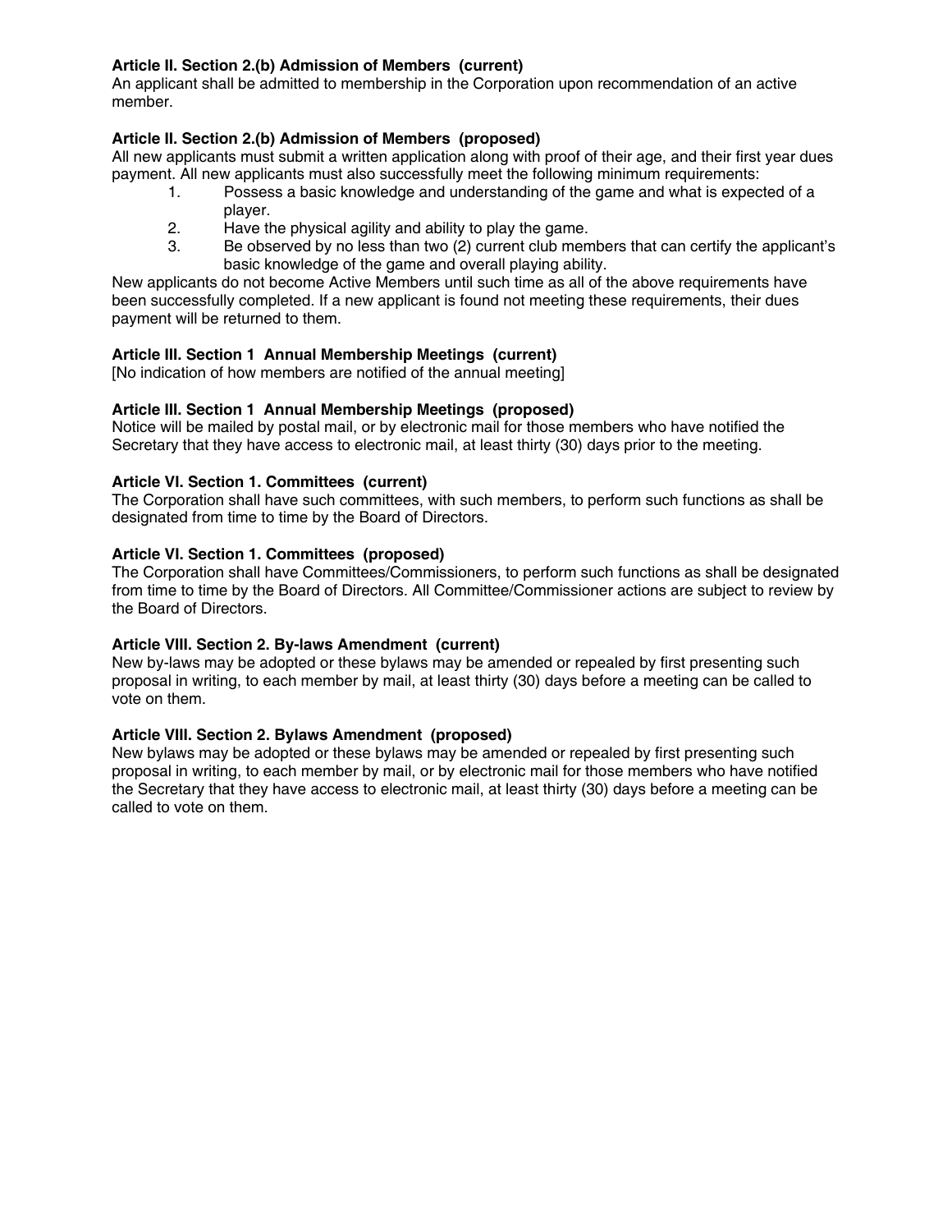**Article II. Section 2.(b) Admission of Members (current)**
An applicant shall be admitted to membership in the Corporation upon recommendation of an active member.

**Article II. Section 2.(b) Admission of Members (proposed)**
All new applicants must submit a written application along with proof of their age, and their first year dues payment. All new applicants must also successfully meet the following minimum requirements:

1. Possess a basic knowledge and understanding of the game and what is expected of a player.
2. Have the physical agility and ability to play the game.
3. Be observed by no less than two (2) current club members that can certify the applicant's basic knowledge of the game and overall playing ability.

New applicants do not become Active Members until such time as all of the above requirements have been successfully completed. If a new applicant is found not meeting these requirements, their dues payment will be returned to them.

**Article III. Section 1 Annual Membership Meetings (current)**
[No indication of how members are notified of the annual meeting]

**Article III. Section 1 Annual Membership Meetings (proposed)**
Notice will be mailed by postal mail, or by electronic mail for those members who have notified the Secretary that they have access to electronic mail, at least thirty (30) days prior to the meeting.

**Article VI. Section 1. Committees (current)**
The Corporation shall have such committees, with such members, to perform such functions as shall be designated from time to time by the Board of Directors.

**Article VI. Section 1. Committees (proposed)**
The Corporation shall have Committees/Commissioners, to perform such functions as shall be designated from time to time by the Board of Directors. All Committee/Commissioner actions are subject to review by the Board of Directors.

**Article VIII. Section 2. By-laws Amendment (current)**
New by-laws may be adopted or these bylaws may be amended or repealed by first presenting such proposal in writing, to each member by mail, at least thirty (30) days before a meeting can be called to vote on them.

**Article VIII. Section 2. Bylaws Amendment (proposed)**
New bylaws may be adopted or these bylaws may be amended or repealed by first presenting such proposal in writing, to each member by mail, or by electronic mail for those members who have notified the Secretary that they have access to electronic mail, at least thirty (30) days before a meeting can be called to vote on them.